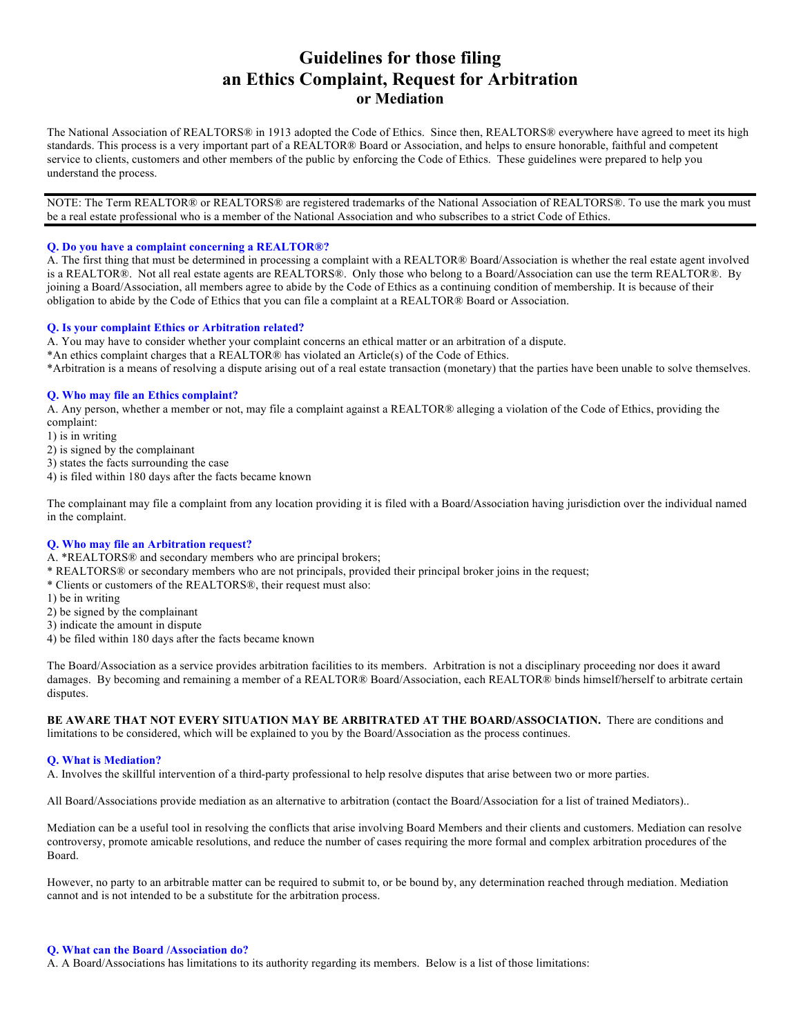# Guidelines for those filing an Ethics Complaint, Request for Arbitration or Mediation

The National Association of REALTORS® in 1913 adopted the Code of Ethics. Since then, REALTORS® everywhere have agreed to meet its high standards. This process is a very important part of a REALTOR® Board or Association, and helps to ensure honorable, faithful and competent service to clients, customers and other members of the public by enforcing the Code of Ethics. These guidelines were prepared to help you understand the process.

---

NOTE: The Term REALTOR® or REALTORS® are registered trademarks of the National Association of REALTORS®. To use the mark you must be a real estate professional who is a member of the National Association and who subscribes to a strict Code of Ethics.

---

**Q. Do you have a complaint concerning a REALTOR®?**

A. The first thing that must be determined in processing a complaint with a REALTOR® Board/Association is whether the real estate agent involved is a REALTOR®. Not all real estate agents are REALTORS®. Only those who belong to a Board/Association can use the term REALTOR®. By joining a Board/Association, all members agree to abide by the Code of Ethics as a continuing condition of membership. It is because of their obligation to abide by the Code of Ethics that you can file a complaint at a REALTOR® Board or Association.

**Q. Is your complaint Ethics or Arbitration related?**

A. You may have to consider whether your complaint concerns an ethical matter or an arbitration of a dispute.

*An ethics complaint charges that a REALTOR® has violated an Article(s) of the Code of Ethics.

*Arbitration is a means of resolving a dispute arising out of a real estate transaction (monetary) that the parties have been unable to solve themselves.

**Q. Who may file an Ethics complaint?**

A. Any person, whether a member or not, may file a complaint against a REALTOR® alleging a violation of the Code of Ethics, providing the complaint:

1) is in writing
2) is signed by the complainant
3) states the facts surrounding the case
4) is filed within 180 days after the facts became known

The complainant may file a complaint from any location providing it is filed with a Board/Association having jurisdiction over the individual named in the complaint.

**Q. Who may file an Arbitration request?**

A. *REALTORS® and secondary members who are principal brokers;

* REALTORS® or secondary members who are not principals, provided their principal broker joins in the request;

* Clients or customers of the REALTORS®, their request must also:

1) be in writing
2) be signed by the complainant
3) indicate the amount in dispute
4) be filed within 180 days after the facts became known

The Board/Association as a service provides arbitration facilities to its members. Arbitration is not a disciplinary proceeding nor does it award damages. By becoming and remaining a member of a REALTOR® Board/Association, each REALTOR® binds himself/herself to arbitrate certain disputes.

**BE AWARE THAT NOT EVERY SITUATION MAY BE ARBITRATED AT THE BOARD/ASSOCIATION.** There are conditions and limitations to be considered, which will be explained to you by the Board/Association as the process continues.

**Q. What is Mediation?**

A. Involves the skillful intervention of a third-party professional to help resolve disputes that arise between two or more parties.

All Board/Associations provide mediation as an alternative to arbitration (contact the Board/Association for a list of trained Mediators)..

Mediation can be a useful tool in resolving the conflicts that arise involving Board Members and their clients and customers. Mediation can resolve controversy, promote amicable resolutions, and reduce the number of cases requiring the more formal and complex arbitration procedures of the Board.

However, no party to an arbitrable matter can be required to submit to, or be bound by, any determination reached through mediation. Mediation cannot and is not intended to be a substitute for the arbitration process.

**Q. What can the Board /Association do?**

A. A Board/Associations has limitations to its authority regarding its members. Below is a list of those limitations: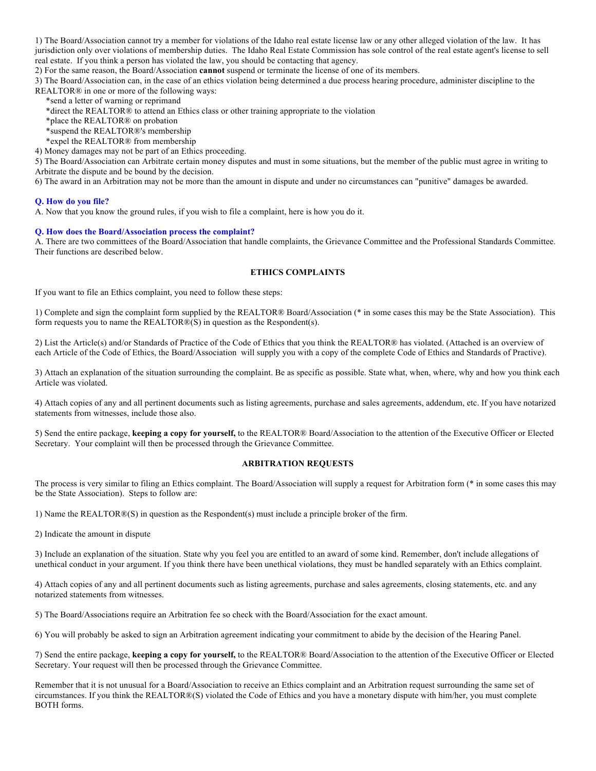1) The Board/Association cannot try a member for violations of the Idaho real estate license law or any other alleged violation of the law. It has jurisdiction only over violations of membership duties. The Idaho Real Estate Commission has sole control of the real estate agent's license to sell real estate. If you think a person has violated the law, you should be contacting that agency.

2) For the same reason, the Board/Association **cannot** suspend or terminate the license of one of its members.

3) The Board/Association can, in the case of an ethics violation being determined a due process hearing procedure, administer discipline to the REALTOR® in one or more of the following ways:

*send a letter of warning or reprimand
*direct the REALTOR® to attend an Ethics class or other training appropriate to the violation
*place the REALTOR® on probation
*suspend the REALTOR®'s membership
*expel the REALTOR® from membership

4) Money damages may not be part of an Ethics proceeding.

5) The Board/Association can Arbitrate certain money disputes and must in some situations, but the member of the public must agree in writing to Arbitrate the dispute and be bound by the decision.

6) The award in an Arbitration may not be more than the amount in dispute and under no circumstances can "punitive" damages be awarded.

**Q. How do you file?**

A. Now that you know the ground rules, if you wish to file a complaint, here is how you do it.

**Q. How does the Board/Association process the complaint?**

A. There are two committees of the Board/Association that handle complaints, the Grievance Committee and the Professional Standards Committee. Their functions are described below.

## ETHICS COMPLAINTS

If you want to file an Ethics complaint, you need to follow these steps:

1) Complete and sign the complaint form supplied by the REALTOR® Board/Association (* in some cases this may be the State Association). This form requests you to name the REALTOR®(S) in question as the Respondent(s).

2) List the Article(s) and/or Standards of Practice of the Code of Ethics that you think the REALTOR® has violated. (Attached is an overview of each Article of the Code of Ethics, the Board/Association will supply you with a copy of the complete Code of Ethics and Standards of Practive).

3) Attach an explanation of the situation surrounding the complaint. Be as specific as possible. State what, when, where, why and how you think each Article was violated.

4) Attach copies of any and all pertinent documents such as listing agreements, purchase and sales agreements, addendum, etc. If you have notarized statements from witnesses, include those also.

5) Send the entire package, **keeping a copy for yourself,** to the REALTOR® Board/Association to the attention of the Executive Officer or Elected Secretary. Your complaint will then be processed through the Grievance Committee.

## ARBITRATION REQUESTS

The process is very similar to filing an Ethics complaint. The Board/Association will supply a request for Arbitration form (* in some cases this may be the State Association). Steps to follow are:

1) Name the REALTOR®(S) in question as the Respondent(s) must include a principle broker of the firm.

2) Indicate the amount in dispute

3) Include an explanation of the situation. State why you feel you are entitled to an award of some kind. Remember, don't include allegations of unethical conduct in your argument. If you think there have been unethical violations, they must be handled separately with an Ethics complaint.

4) Attach copies of any and all pertinent documents such as listing agreements, purchase and sales agreements, closing statements, etc. and any notarized statements from witnesses.

5) The Board/Associations require an Arbitration fee so check with the Board/Association for the exact amount.

6) You will probably be asked to sign an Arbitration agreement indicating your commitment to abide by the decision of the Hearing Panel.

7) Send the entire package, **keeping a copy for yourself,** to the REALTOR® Board/Association to the attention of the Executive Officer or Elected Secretary. Your request will then be processed through the Grievance Committee.

Remember that it is not unusual for a Board/Association to receive an Ethics complaint and an Arbitration request surrounding the same set of circumstances. If you think the REALTOR®(S) violated the Code of Ethics and you have a monetary dispute with him/her, you must complete BOTH forms.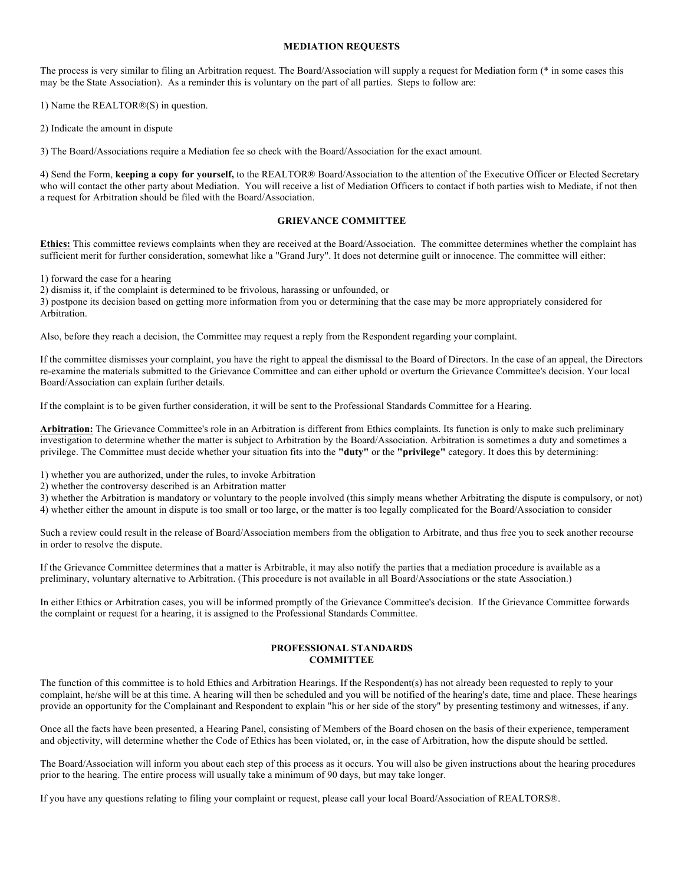## MEDIATION REQUESTS

The process is very similar to filing an Arbitration request. The Board/Association will supply a request for Mediation form (* in some cases this may be the State Association). As a reminder this is voluntary on the part of all parties. Steps to follow are:

1) Name the REALTOR®(S) in question.

2) Indicate the amount in dispute

3) The Board/Associations require a Mediation fee so check with the Board/Association for the exact amount.

4) Send the Form, **keeping a copy for yourself,** to the REALTOR® Board/Association to the attention of the Executive Officer or Elected Secretary who will contact the other party about Mediation. You will receive a list of Mediation Officers to contact if both parties wish to Mediate, if not then a request for Arbitration should be filed with the Board/Association.

## GRIEVANCE COMMITTEE

**Ethics:** This committee reviews complaints when they are received at the Board/Association. The committee determines whether the complaint has sufficient merit for further consideration, somewhat like a "Grand Jury". It does not determine guilt or innocence. The committee will either:

1) forward the case for a hearing
2) dismiss it, if the complaint is determined to be frivolous, harassing or unfounded, or
3) postpone its decision based on getting more information from you or determining that the case may be more appropriately considered for Arbitration.

Also, before they reach a decision, the Committee may request a reply from the Respondent regarding your complaint.

If the committee dismisses your complaint, you have the right to appeal the dismissal to the Board of Directors. In the case of an appeal, the Directors re-examine the materials submitted to the Grievance Committee and can either uphold or overturn the Grievance Committee's decision. Your local Board/Association can explain further details.

If the complaint is to be given further consideration, it will be sent to the Professional Standards Committee for a Hearing.

**Arbitration:** The Grievance Committee's role in an Arbitration is different from Ethics complaints. Its function is only to make such preliminary investigation to determine whether the matter is subject to Arbitration by the Board/Association. Arbitration is sometimes a duty and sometimes a privilege. The Committee must decide whether your situation fits into the **"duty"** or the **"privilege"** category. It does this by determining:

1) whether you are authorized, under the rules, to invoke Arbitration
2) whether the controversy described is an Arbitration matter
3) whether the Arbitration is mandatory or voluntary to the people involved (this simply means whether Arbitrating the dispute is compulsory, or not)
4) whether either the amount in dispute is too small or too large, or the matter is too legally complicated for the Board/Association to consider

Such a review could result in the release of Board/Association members from the obligation to Arbitrate, and thus free you to seek another recourse in order to resolve the dispute.

If the Grievance Committee determines that a matter is Arbitrable, it may also notify the parties that a mediation procedure is available as a preliminary, voluntary alternative to Arbitration. (This procedure is not available in all Board/Associations or the state Association.)

In either Ethics or Arbitration cases, you will be informed promptly of the Grievance Committee's decision. If the Grievance Committee forwards the complaint or request for a hearing, it is assigned to the Professional Standards Committee.

## PROFESSIONAL STANDARDS COMMITTEE

The function of this committee is to hold Ethics and Arbitration Hearings. If the Respondent(s) has not already been requested to reply to your complaint, he/she will be at this time. A hearing will then be scheduled and you will be notified of the hearing's date, time and place. These hearings provide an opportunity for the Complainant and Respondent to explain "his or her side of the story" by presenting testimony and witnesses, if any.

Once all the facts have been presented, a Hearing Panel, consisting of Members of the Board chosen on the basis of their experience, temperament and objectivity, will determine whether the Code of Ethics has been violated, or, in the case of Arbitration, how the dispute should be settled.

The Board/Association will inform you about each step of this process as it occurs. You will also be given instructions about the hearing procedures prior to the hearing. The entire process will usually take a minimum of 90 days, but may take longer.

If you have any questions relating to filing your complaint or request, please call your local Board/Association of REALTORS®.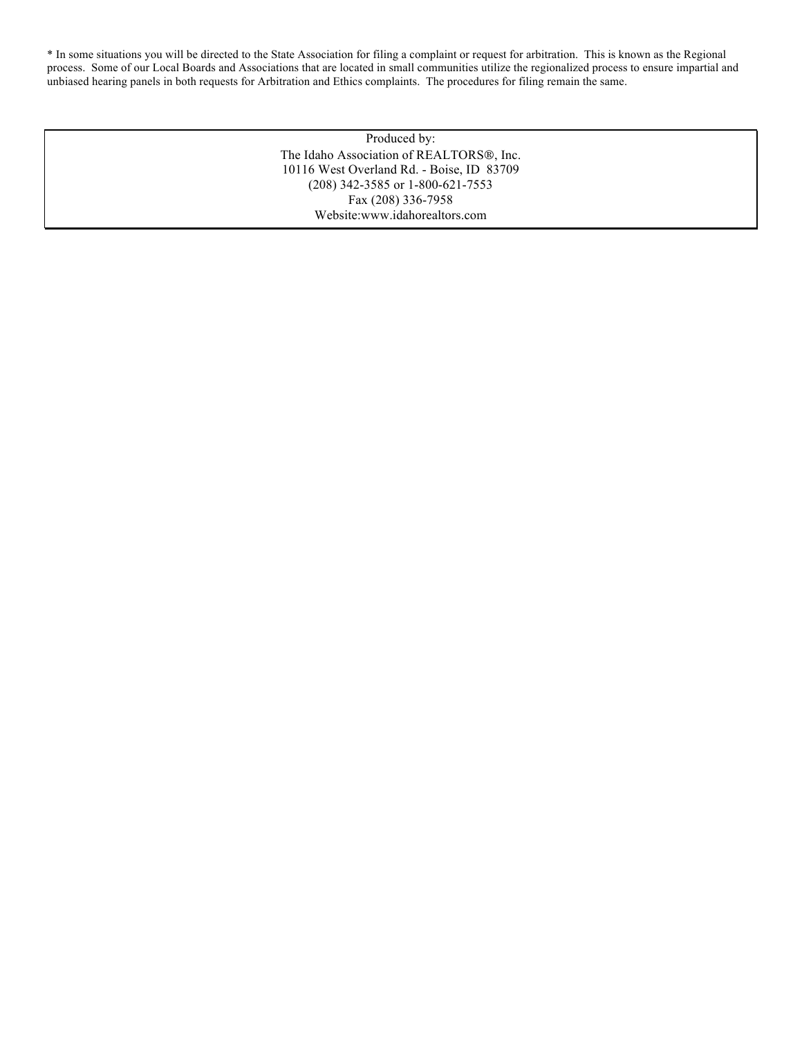* In some situations you will be directed to the State Association for filing a complaint or request for arbitration. This is known as the Regional process. Some of our Local Boards and Associations that are located in small communities utilize the regionalized process to ensure impartial and unbiased hearing panels in both requests for Arbitration and Ethics complaints. The procedures for filing remain the same.

Produced by:
The Idaho Association of REALTORS®, Inc.
10116 West Overland Rd. - Boise, ID 83709
(208) 342-3585 or 1-800-621-7553
Fax (208) 336-7958
Website:www.idahorealtors.com